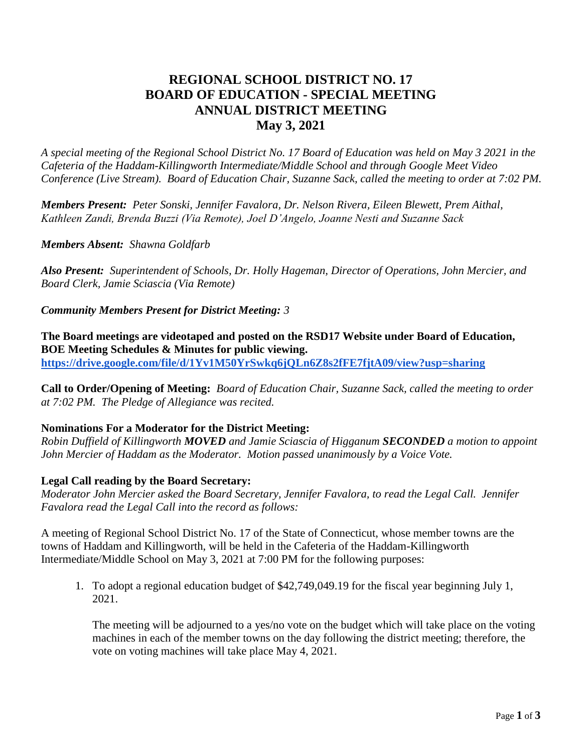# REGIONAL SCHOOL DISTRICT NO. 17
# BOARD OF EDUCATION - SPECIAL MEETING
# ANNUAL DISTRICT MEETING
# May 3, 2021

*A special meeting of the Regional School District No. 17 Board of Education was held on May 3 2021 in the Cafeteria of the Haddam-Killingworth Intermediate/Middle School and through Google Meet Video Conference (Live Stream). Board of Education Chair, Suzanne Sack, called the meeting to order at 7:02 PM.*

***Members Present:*** *Peter Sonski, Jennifer Favalora, Dr. Nelson Rivera, Eileen Blewett, Prem Aithal, Kathleen Zandi, Brenda Buzzi (Via Remote), Joel D'Angelo, Joanne Nesti and Suzanne Sack*

***Members Absent:*** *Shawna Goldfarb*

***Also Present:*** *Superintendent of Schools, Dr. Holly Hageman, Director of Operations, John Mercier, and Board Clerk, Jamie Sciascia (Via Remote)*

***Community Members Present for District Meeting:*** *3*

**The Board meetings are videotaped and posted on the RSD17 Website under Board of Education, BOE Meeting Schedules & Minutes for public viewing.**
**https://drive.google.com/file/d/1Yv1M50YrSwkq6jQLn6Z8s2fFE7fjtA09/view?usp=sharing**

**Call to Order/Opening of Meeting:** *Board of Education Chair, Suzanne Sack, called the meeting to order at 7:02 PM. The Pledge of Allegiance was recited.*

**Nominations For a Moderator for the District Meeting:**
*Robin Duffield of Killingworth **MOVED** and Jamie Sciascia of Higganum **SECONDED** a motion to appoint John Mercier of Haddam as the Moderator. Motion passed unanimously by a Voice Vote.*

**Legal Call reading by the Board Secretary:**
*Moderator John Mercier asked the Board Secretary, Jennifer Favalora, to read the Legal Call. Jennifer Favalora read the Legal Call into the record as follows:*

A meeting of Regional School District No. 17 of the State of Connecticut, whose member towns are the towns of Haddam and Killingworth, will be held in the Cafeteria of the Haddam-Killingworth Intermediate/Middle School on May 3, 2021 at 7:00 PM for the following purposes:

1. To adopt a regional education budget of $42,749,049.19 for the fiscal year beginning July 1, 2021.

   The meeting will be adjourned to a yes/no vote on the budget which will take place on the voting machines in each of the member towns on the day following the district meeting; therefore, the vote on voting machines will take place May 4, 2021.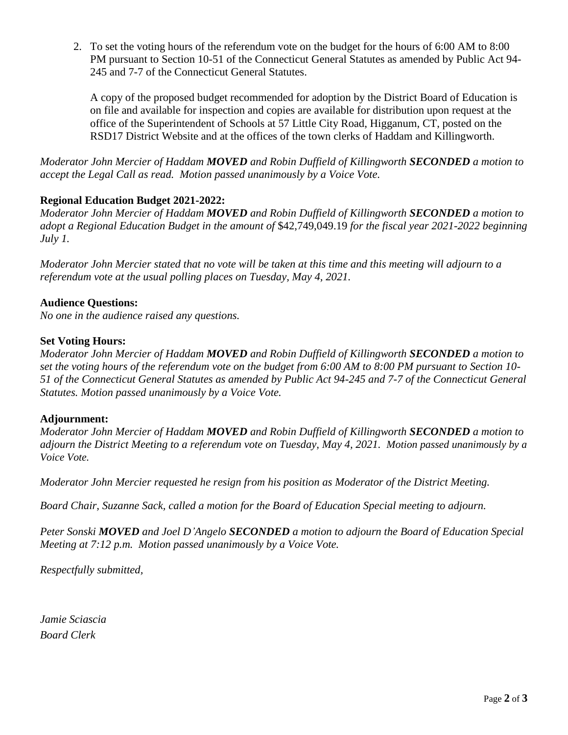2. To set the voting hours of the referendum vote on the budget for the hours of 6:00 AM to 8:00 PM pursuant to Section 10-51 of the Connecticut General Statutes as amended by Public Act 94-245 and 7-7 of the Connecticut General Statutes.

   A copy of the proposed budget recommended for adoption by the District Board of Education is on file and available for inspection and copies are available for distribution upon request at the office of the Superintendent of Schools at 57 Little City Road, Higganum, CT, posted on the RSD17 District Website and at the offices of the town clerks of Haddam and Killingworth.

*Moderator John Mercier of Haddam* ***MOVED*** *and Robin Duffield of Killingworth* ***SECONDED*** *a motion to accept the Legal Call as read. Motion passed unanimously by a Voice Vote.*

**Regional Education Budget 2021-2022:**

*Moderator John Mercier of Haddam* ***MOVED*** *and Robin Duffield of Killingworth* ***SECONDED*** *a motion to adopt a Regional Education Budget in the amount of* $42,749,049.19 *for the fiscal year 2021-2022 beginning July 1.*

*Moderator John Mercier stated that no vote will be taken at this time and this meeting will adjourn to a referendum vote at the usual polling places on Tuesday, May 4, 2021.*

**Audience Questions:**

*No one in the audience raised any questions.*

**Set Voting Hours:**

*Moderator John Mercier of Haddam* ***MOVED*** *and Robin Duffield of Killingworth* ***SECONDED*** *a motion to set the voting hours of the referendum vote on the budget from 6:00 AM to 8:00 PM pursuant to Section 10-51 of the Connecticut General Statutes as amended by Public Act 94-245 and 7-7 of the Connecticut General Statutes. Motion passed unanimously by a Voice Vote.*

**Adjournment:**

*Moderator John Mercier of Haddam* ***MOVED*** *and Robin Duffield of Killingworth* ***SECONDED*** *a motion to adjourn the District Meeting to a referendum vote on Tuesday, May 4, 2021. Motion passed unanimously by a Voice Vote.*

*Moderator John Mercier requested he resign from his position as Moderator of the District Meeting.*

*Board Chair, Suzanne Sack, called a motion for the Board of Education Special meeting to adjourn.*

*Peter Sonski* ***MOVED*** *and Joel D'Angelo* ***SECONDED*** *a motion to adjourn the Board of Education Special Meeting at 7:12 p.m. Motion passed unanimously by a Voice Vote.*

*Respectfully submitted,*

*Jamie Sciascia*
*Board Clerk*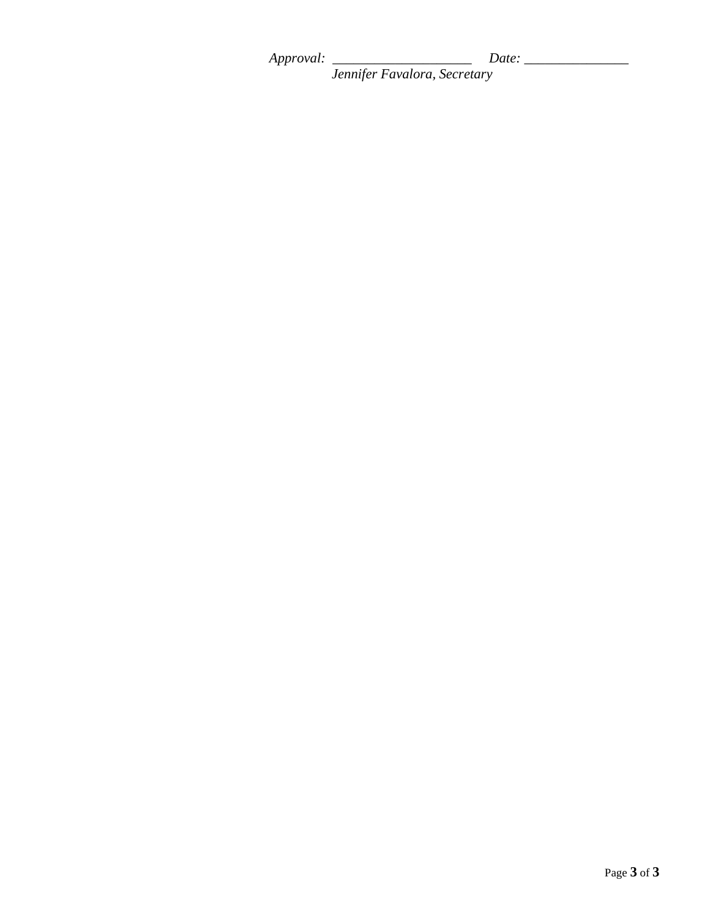*Approval:* \_\_\_\_\_\_\_\_\_\_\_\_\_\_\_\_\_\_\_\_ *Date:* \_\_\_\_\_\_\_\_\_\_\_\_\_\_\_

*Jennifer Favalora, Secretary*